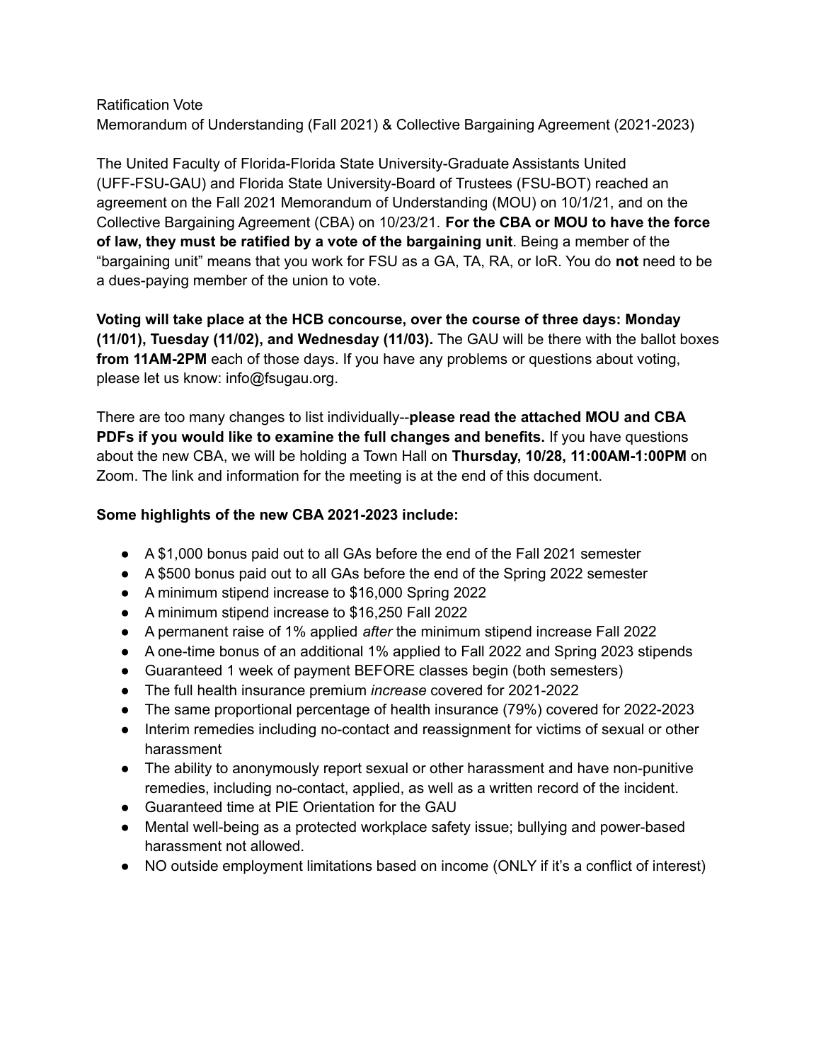Ratification Vote
Memorandum of Understanding (Fall 2021) & Collective Bargaining Agreement (2021-2023)

The United Faculty of Florida-Florida State University-Graduate Assistants United (UFF-FSU-GAU) and Florida State University-Board of Trustees (FSU-BOT) reached an agreement on the Fall 2021 Memorandum of Understanding (MOU) on 10/1/21, and on the Collective Bargaining Agreement (CBA) on 10/23/21. **For the CBA or MOU to have the force of law, they must be ratified by a vote of the bargaining unit**. Being a member of the "bargaining unit" means that you work for FSU as a GA, TA, RA, or IoR. You do **not** need to be a dues-paying member of the union to vote.

**Voting will take place at the HCB concourse, over the course of three days: Monday (11/01), Tuesday (11/02), and Wednesday (11/03).** The GAU will be there with the ballot boxes **from 11AM-2PM** each of those days. If you have any problems or questions about voting, please let us know: info@fsugau.org.

There are too many changes to list individually--**please read the attached MOU and CBA PDFs if you would like to examine the full changes and benefits.** If you have questions about the new CBA, we will be holding a Town Hall on **Thursday, 10/28, 11:00AM-1:00PM** on Zoom. The link and information for the meeting is at the end of this document.

**Some highlights of the new CBA 2021-2023 include:**

- A $1,000 bonus paid out to all GAs before the end of the Fall 2021 semester
- A $500 bonus paid out to all GAs before the end of the Spring 2022 semester
- A minimum stipend increase to $16,000 Spring 2022
- A minimum stipend increase to $16,250 Fall 2022
- A permanent raise of 1% applied *after* the minimum stipend increase Fall 2022
- A one-time bonus of an additional 1% applied to Fall 2022 and Spring 2023 stipends
- Guaranteed 1 week of payment BEFORE classes begin (both semesters)
- The full health insurance premium *increase* covered for 2021-2022
- The same proportional percentage of health insurance (79%) covered for 2022-2023
- Interim remedies including no-contact and reassignment for victims of sexual or other harassment
- The ability to anonymously report sexual or other harassment and have non-punitive remedies, including no-contact, applied, as well as a written record of the incident.
- Guaranteed time at PIE Orientation for the GAU
- Mental well-being as a protected workplace safety issue; bullying and power-based harassment not allowed.
- NO outside employment limitations based on income (ONLY if it's a conflict of interest)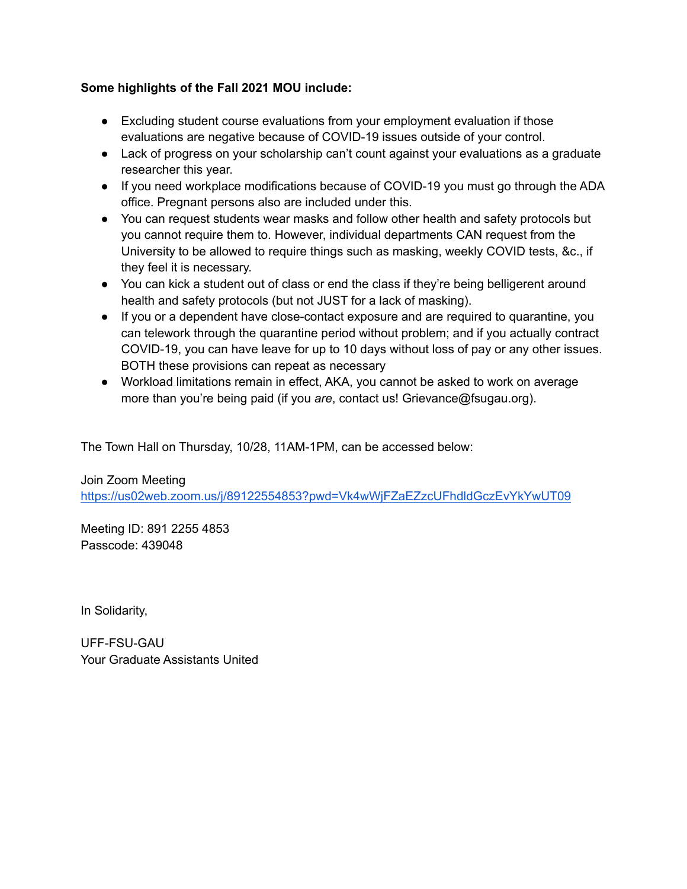**Some highlights of the Fall 2021 MOU include:**

- Excluding student course evaluations from your employment evaluation if those evaluations are negative because of COVID-19 issues outside of your control.
- Lack of progress on your scholarship can't count against your evaluations as a graduate researcher this year.
- If you need workplace modifications because of COVID-19 you must go through the ADA office. Pregnant persons also are included under this.
- You can request students wear masks and follow other health and safety protocols but you cannot require them to. However, individual departments CAN request from the University to be allowed to require things such as masking, weekly COVID tests, &c., if they feel it is necessary.
- You can kick a student out of class or end the class if they're being belligerent around health and safety protocols (but not JUST for a lack of masking).
- If you or a dependent have close-contact exposure and are required to quarantine, you can telework through the quarantine period without problem; and if you actually contract COVID-19, you can have leave for up to 10 days without loss of pay or any other issues. BOTH these provisions can repeat as necessary
- Workload limitations remain in effect, AKA, you cannot be asked to work on average more than you're being paid (if you *are*, contact us! Grievance@fsugau.org).

The Town Hall on Thursday, 10/28, 11AM-1PM, can be accessed below:

Join Zoom Meeting
https://us02web.zoom.us/j/89122554853?pwd=Vk4wWjFZaEZzcUFhdldGczEvYkYwUT09

Meeting ID: 891 2255 4853
Passcode: 439048

In Solidarity,

UFF-FSU-GAU
Your Graduate Assistants United